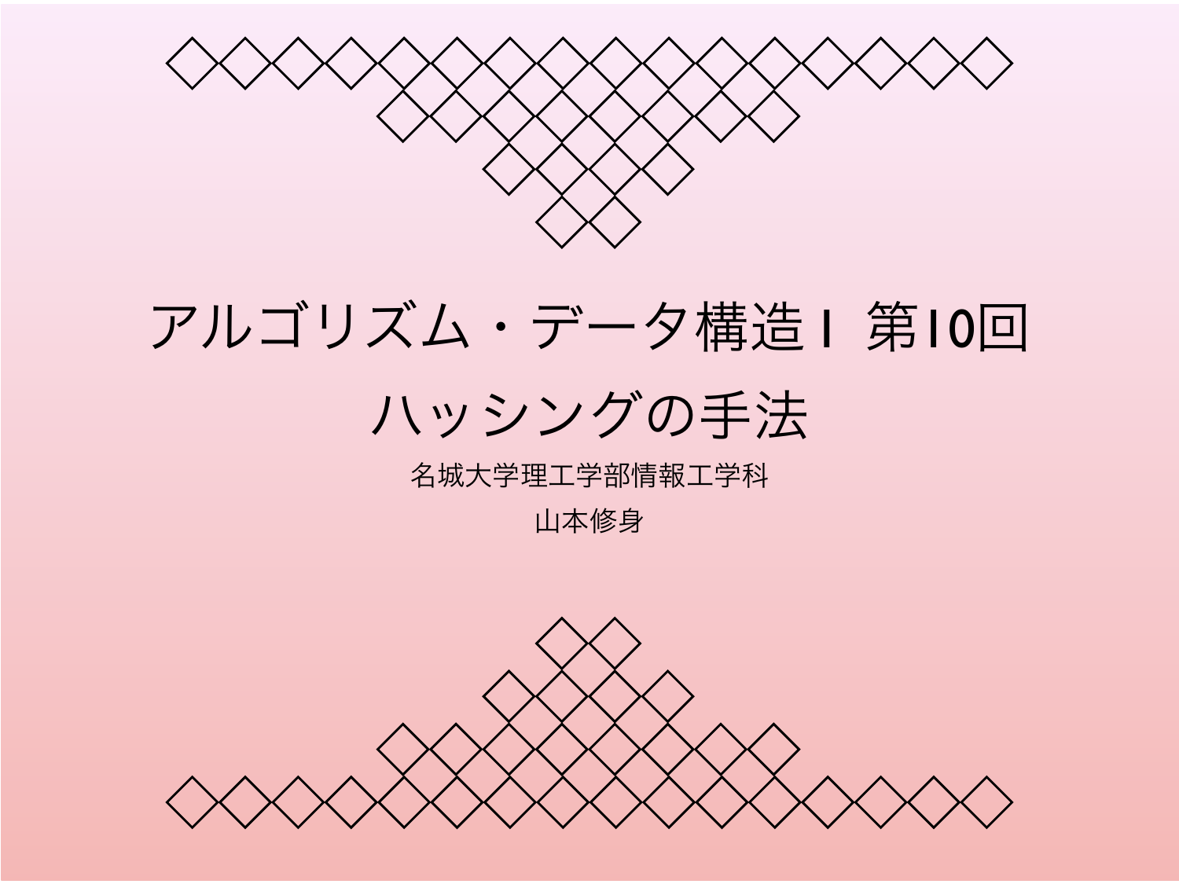# アルゴリズム・データ構造I 第10回

# ハッシングの手法

名城大学理工学部情報工学科

山本修身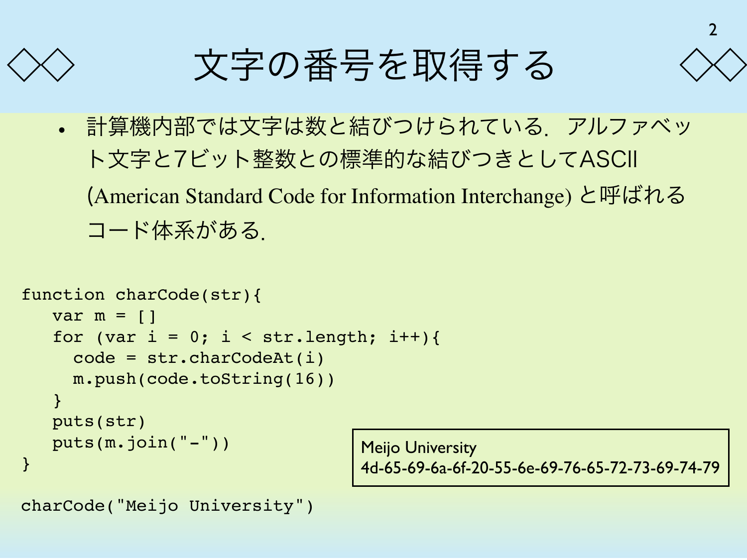# 文字の番号を取得する

- 計算機内部では文字は数と結びつけられている．アルファベット文字と7ビット整数との標準的な結びつきとしてASCII (American Standard Code for Information Interchange) と呼ばれるコード体系がある．

```
function charCode(str){
   var m = []
   for (var i = 0; i < str.length; i++){
     code = str.charCodeAt(i)
     m.push(code.toString(16))
   }
   puts(str)
   puts(m.join("-"))
}

charCode("Meijo University")
```

```
Meijo University
4d-65-69-6a-6f-20-55-6e-69-76-65-72-73-69-74-79
```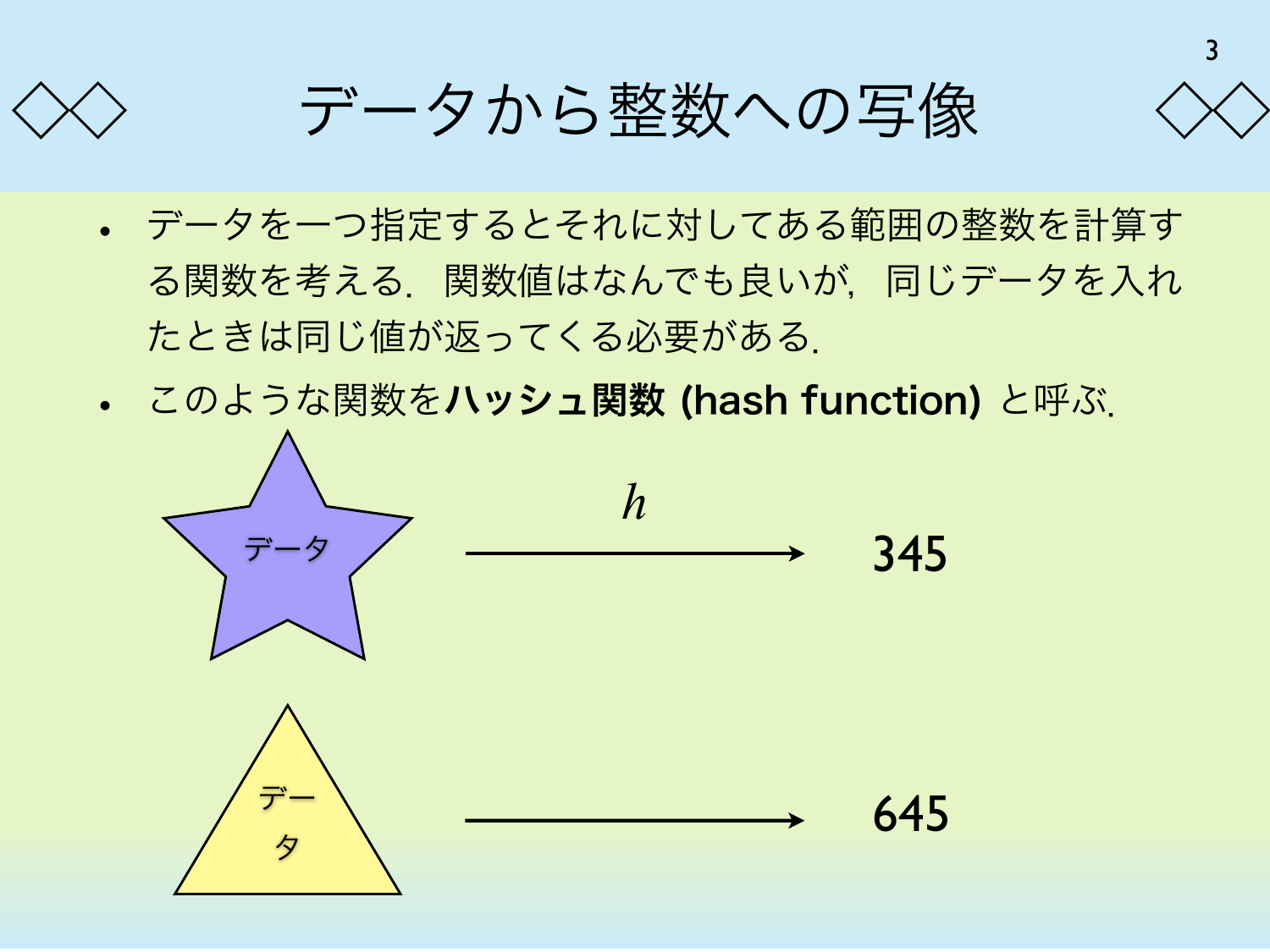# データから整数への写像

- データを一つ指定するとそれに対してある範囲の整数を計算する関数を考える．関数値はなんでも良いが，同じデータを入れたときは同じ値が返ってくる必要がある．
- このような関数を**ハッシュ関数 (hash function)** と呼ぶ．

データ $\xrightarrow{\quad h \quad}$ 345

データ $\longrightarrow$ 645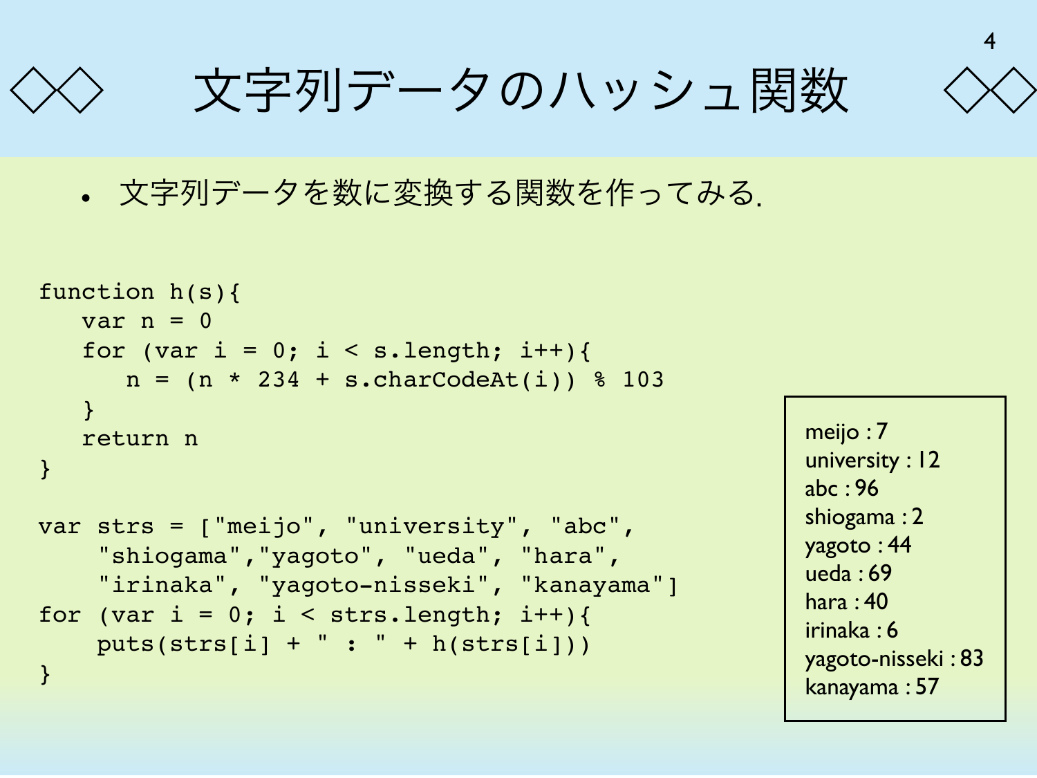# 文字列データのハッシュ関数

- 文字列データを数に変換する関数を作ってみる.

```
function h(s){
   var n = 0
   for (var i = 0; i < s.length; i++){
      n = (n * 234 + s.charCodeAt(i)) % 103
   }
   return n
}

var strs = ["meijo", "university", "abc",
    "shiogama","yagoto", "ueda", "hara",
    "irinaka", "yagoto-nisseki", "kanayama"]
for (var i = 0; i < strs.length; i++){
    puts(strs[i] + " : " + h(strs[i]))
}
```

```
meijo : 7
university : 12
abc : 96
shiogama : 2
yagoto : 44
ueda : 69
hara : 40
irinaka : 6
yagoto-nisseki : 83
kanayama : 57
```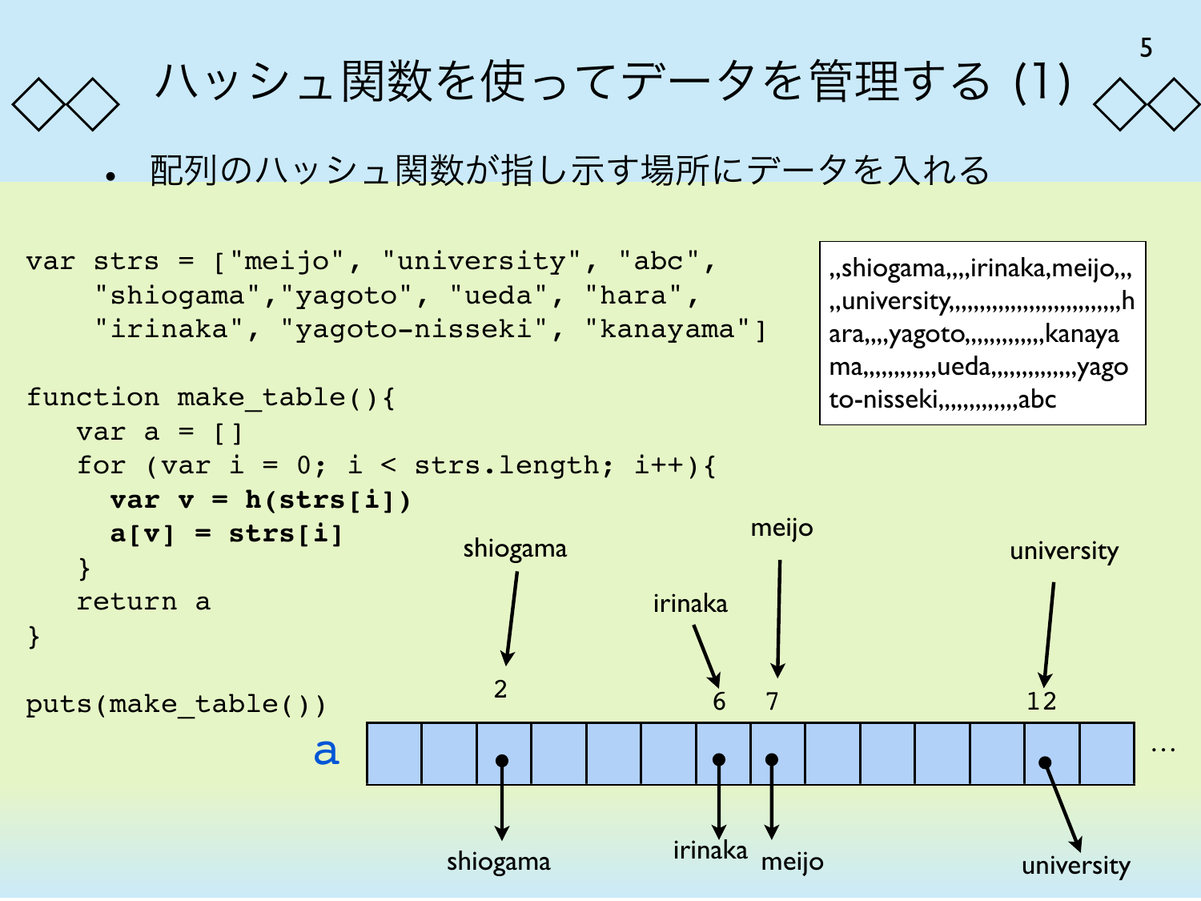# ハッシュ関数を使ってデータを管理する (1)

- 配列のハッシュ関数が指し示す場所にデータを入れる

```
var strs = ["meijo", "university", "abc",
    "shiogama","yagoto", "ueda", "hara",
    "irinaka", "yagoto-nisseki", "kanayama"]

function make_table(){
   var a = []
   for (var i = 0; i < strs.length; i++){
     var v = h(strs[i])
     a[v] = strs[i]
   }
   return a
}

puts(make_table())
```

```
,,shiogama,,,,irinaka,meijo,,,
,,university,,,,,,,,,,,,,,,,,,,,,,,,,,h
ara,,,,yagoto,,,,,,,,,,,,kanaya
ma,,,,,,,,,,,,ueda,,,,,,,,,,,,,yago
to-nisseki,,,,,,,,,,,,,abc
```

a: 2 → shiogama, 6 → irinaka, 7 → meijo, 12 → university …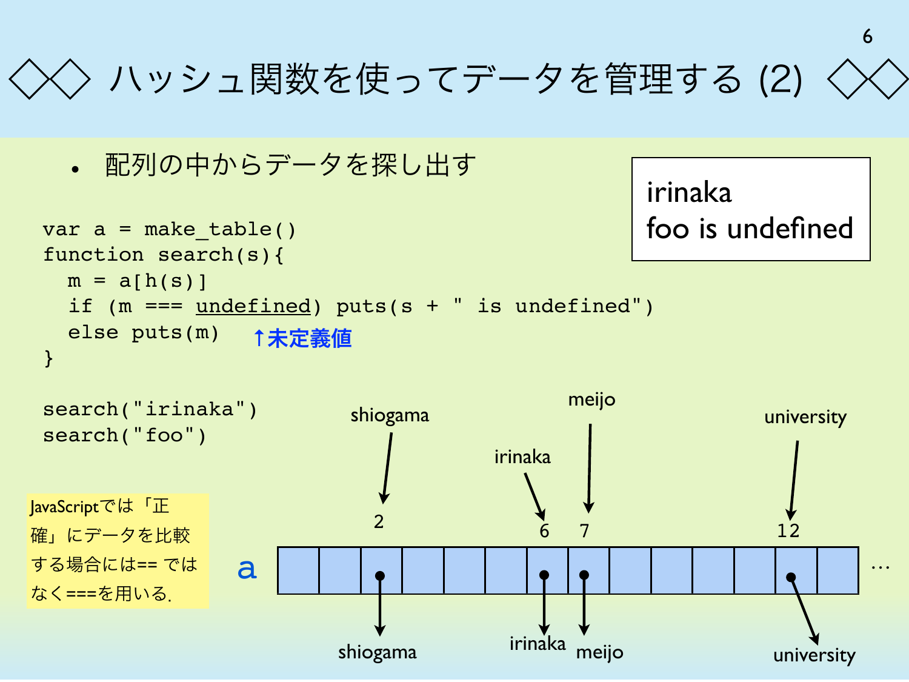# ◇◇ ハッシュ関数を使ってデータを管理する (2) ◇◇

- 配列の中からデータを探し出す

```
var a = make_table()
function search(s){
  m = a[h(s)]
  if (m === undefined) puts(s + " is undefined")
  else puts(m)
}

search("irinaka")
search("foo")
```

↑未定義値 (undefined)

```
irinaka
foo is undefined
```

JavaScriptでは「正確」にデータを比較する場合には== ではなく===を用いる.

a

| インデックス | 2 | 6 | 7 | 12 |
|---|---|---|---|---|
| キー | shiogama | irinaka | meijo | university |
| 格納データ | shiogama | irinaka | meijo | university |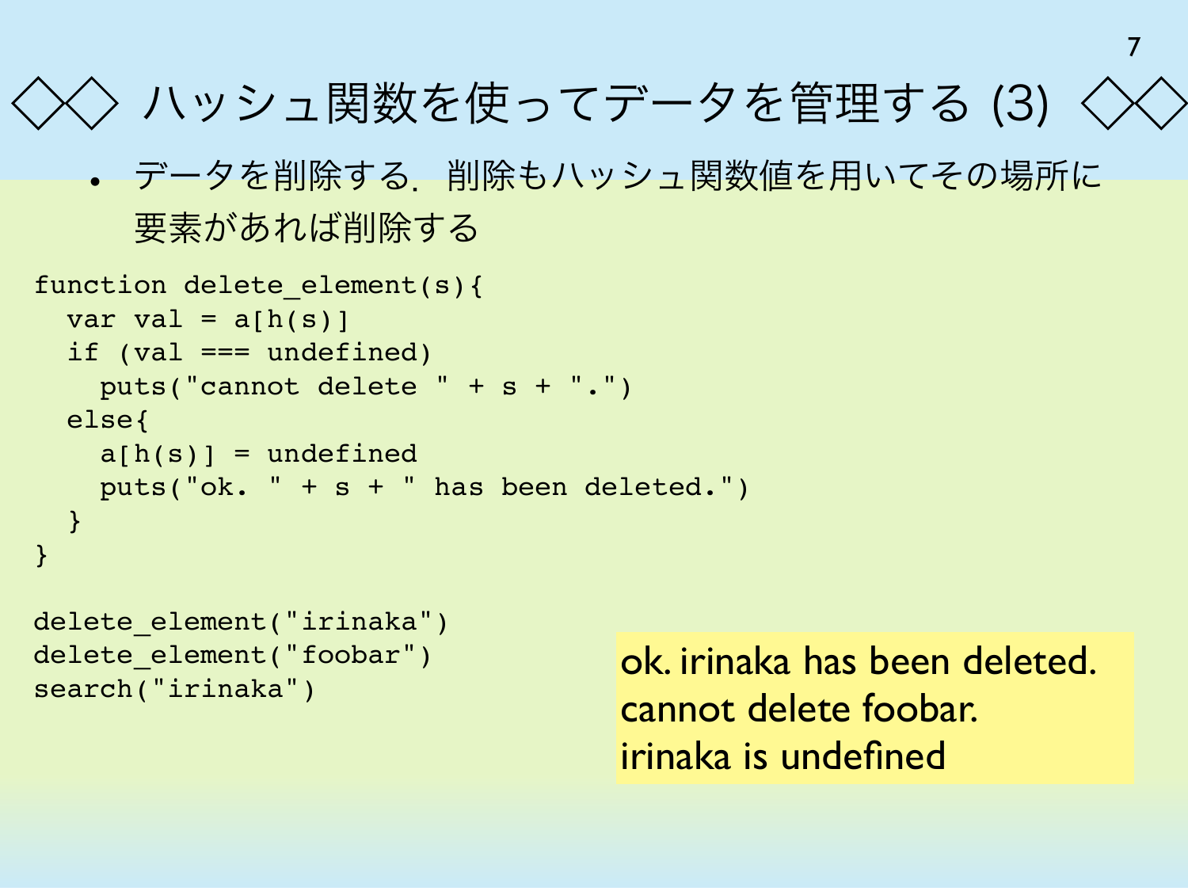# ◇◇ ハッシュ関数を使ってデータを管理する (3) ◇◇

- データを削除する．削除もハッシュ関数値を用いてその場所に要素があれば削除する

```
function delete_element(s){
  var val = a[h(s)]
  if (val === undefined)
    puts("cannot delete " + s + ".")
  else{
    a[h(s)] = undefined
    puts("ok. " + s + " has been deleted.")
  }
}

delete_element("irinaka")
delete_element("foobar")
search("irinaka")
```

```
ok. irinaka has been deleted.
cannot delete foobar.
irinaka is undefined
```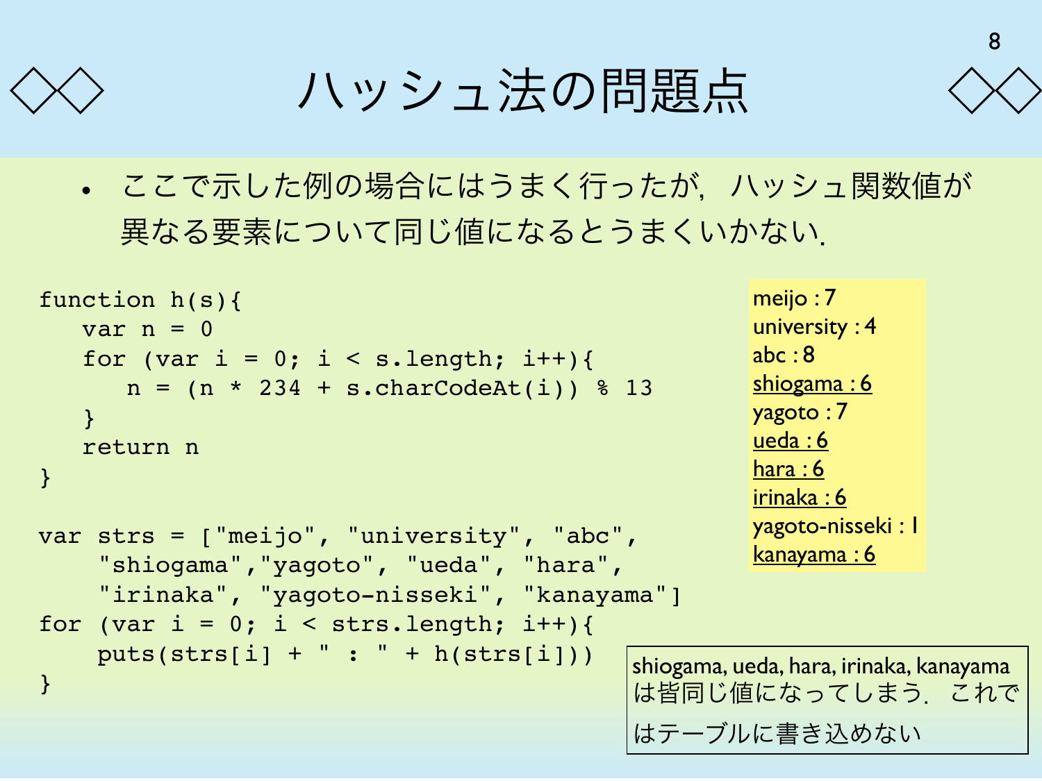# ハッシュ法の問題点

- ここで示した例の場合にはうまく行ったが，ハッシュ関数値が異なる要素について同じ値になるとうまくいかない．

```
function h(s){
   var n = 0
   for (var i = 0; i < s.length; i++){
      n = (n * 234 + s.charCodeAt(i)) % 13
   }
   return n
}

var strs = ["meijo", "university", "abc",
    "shiogama","yagoto", "ueda", "hara",
    "irinaka", "yagoto-nisseki", "kanayama"]
for (var i = 0; i < strs.length; i++){
    puts(strs[i] + " : " + h(strs[i]))
}
```

meijo : 7
university : 4
abc : 8
<u>shiogama : 6</u>
yagoto : 7
<u>ueda : 6</u>
<u>hara : 6</u>
<u>irinaka : 6</u>
yagoto-nisseki : 1
<u>kanayama : 6</u>

shiogama, ueda, hara, irinaka, kanayama は皆同じ値になってしまう．これではテーブルに書き込めない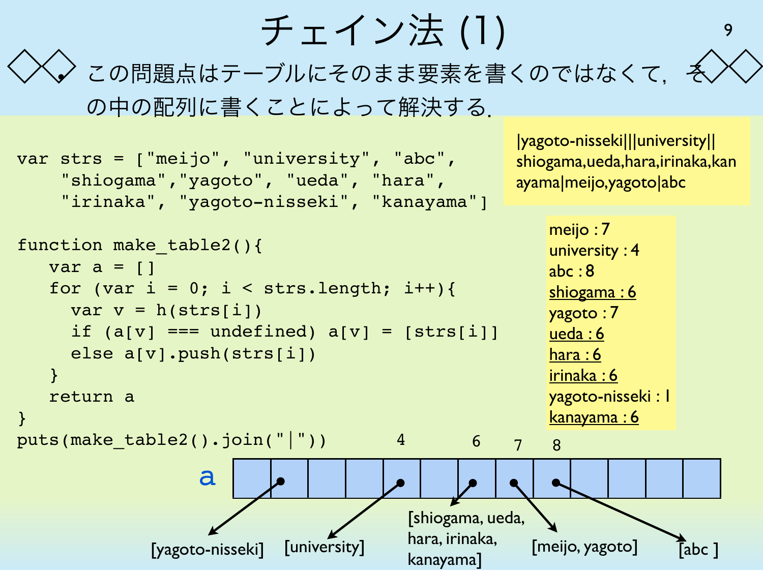# チェイン法 (1)

- この問題点はテーブルにそのまま要素を書くのではなくて，その中の配列に書くことによって解決する．

```
var strs = ["meijo", "university", "abc",
    "shiogama","yagoto", "ueda", "hara",
    "irinaka", "yagoto-nisseki", "kanayama"]

function make_table2(){
   var a = []
   for (var i = 0; i < strs.length; i++){
     var v = h(strs[i])
     if (a[v] === undefined) a[v] = [strs[i]]
     else a[v].push(strs[i])
   }
   return a
}
puts(make_table2().join("|"))
```

|yagoto-nisseki|||university||shiogama,ueda,hara,irinaka,kanayama|meijo,yagoto|abc

meijo : 7
university : 4
abc : 8
shiogama : 6
yagoto : 7
ueda : 6
hara : 6
irinaka : 6
yagoto-nisseki : 1
kanayama : 6

a

4 6 7 8

[yagoto-nisseki] [university] [shiogama, ueda, hara, irinaka, kanayama] [meijo, yagoto] [abc ]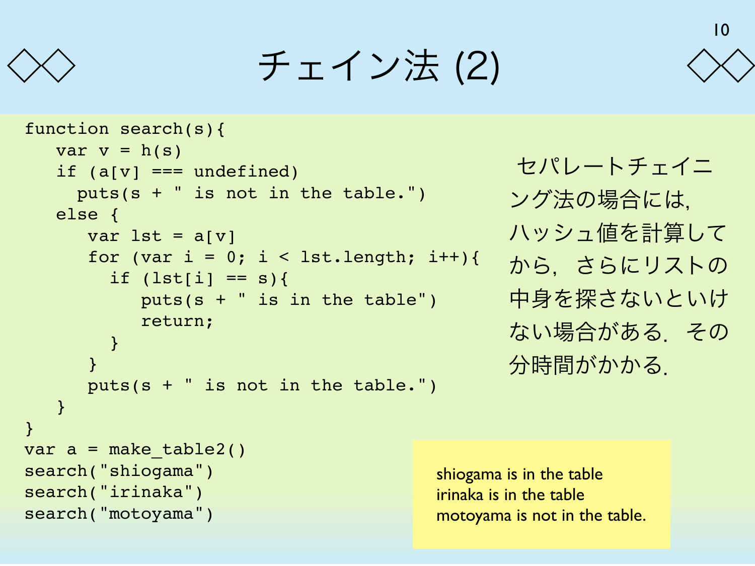# チェイン法 (2)

```
function search(s){
   var v = h(s)
   if (a[v] === undefined)
     puts(s + " is not in the table.")
   else {
      var lst = a[v]
      for (var i = 0; i < lst.length; i++){
        if (lst[i] == s){
           puts(s + " is in the table")
           return;
        }
      }
      puts(s + " is not in the table.")
   }
}
var a = make_table2()
search("shiogama")
search("irinaka")
search("motoyama")
```

セパレートチェイニング法の場合には，ハッシュ値を計算してから，さらにリストの中身を探さないといけない場合がある．その分時間がかかる．

```
shiogama is in the table
irinaka is in the table
motoyama is not in the table.
```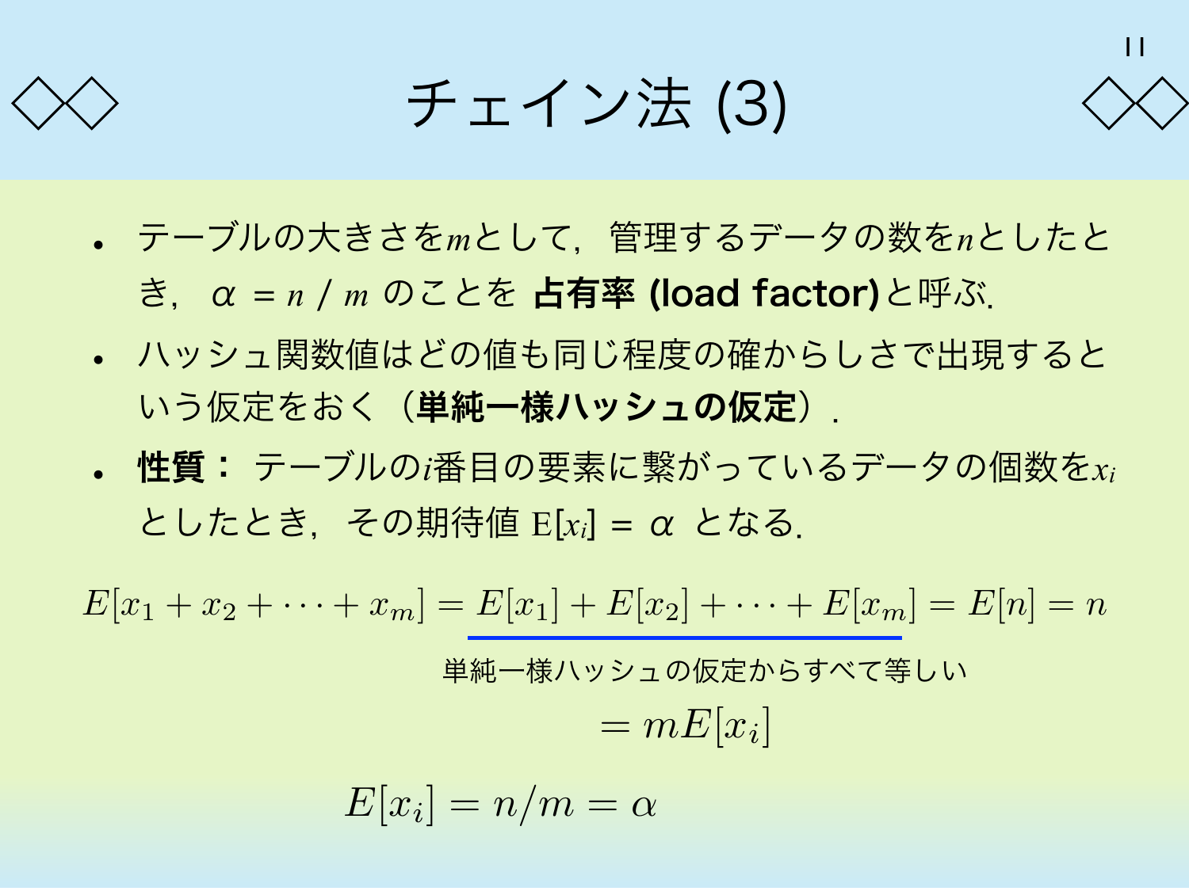# チェイン法 (3)

- テーブルの大きさを$m$として，管理するデータの数を$n$としたとき，$\alpha = n \,/\, m$ のことを **占有率 (load factor)** と呼ぶ．
- ハッシュ関数値はどの値も同じ程度の確からしさで出現するという仮定をおく（**単純一様ハッシュの仮定**）．
- **性質：** テーブルの$i$番目の要素に繋がっているデータの個数を$x_i$としたとき，その期待値 $\mathrm{E}[x_i] = \alpha$ となる．

$$E[x_1 + x_2 + \cdots + x_m] = \underline{E[x_1] + E[x_2] + \cdots + E[x_m]} = E[n] = n$$

単純一様ハッシュの仮定からすべて等しい

$$= mE[x_i]$$

$$E[x_i] = n/m = \alpha$$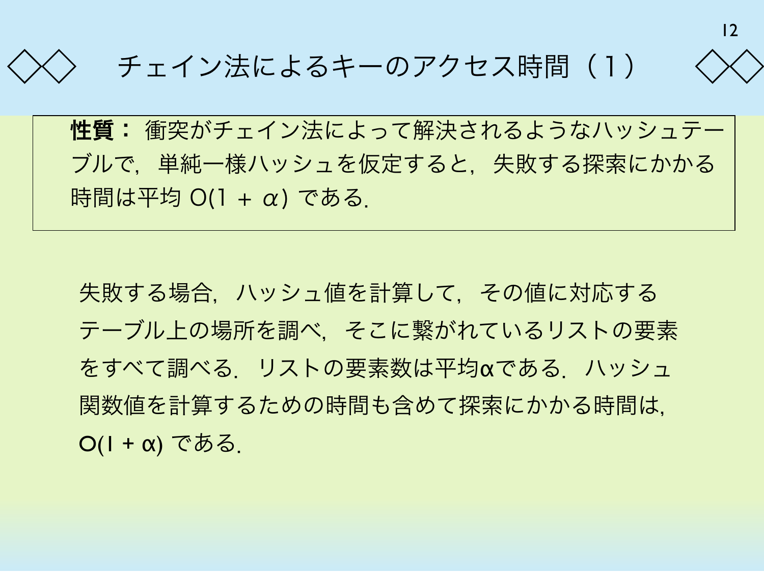# ◇◇ チェイン法によるキーのアクセス時間（1） ◇◇

> **性質：** 衝突がチェイン法によって解決されるようなハッシュテーブルで，単純一様ハッシュを仮定すると，失敗する探索にかかる時間は平均 $O(1 + \alpha)$ である．

失敗する場合，ハッシュ値を計算して，その値に対応するテーブル上の場所を調べ，そこに繋がれているリストの要素をすべて調べる．リストの要素数は平均$\alpha$である．ハッシュ関数値を計算するための時間も含めて探索にかかる時間は，$O(1 + \alpha)$ である．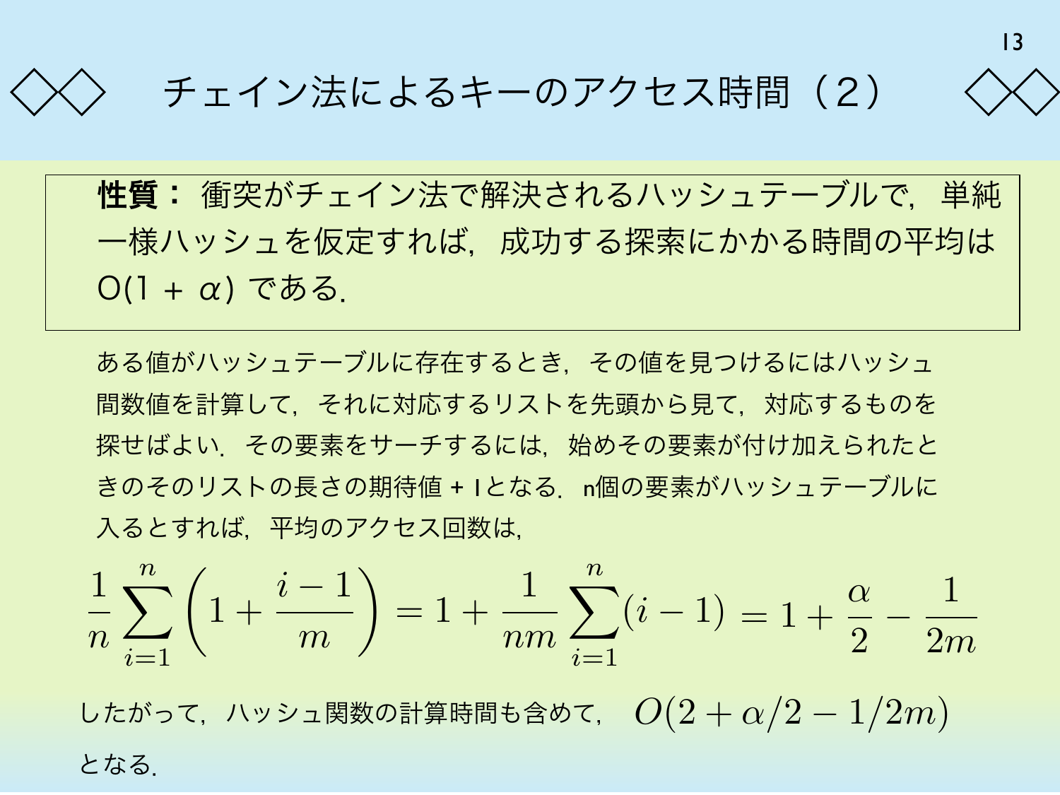# チェイン法によるキーのアクセス時間（2）

> **性質：** 衝突がチェイン法で解決されるハッシュテーブルで，単純一様ハッシュを仮定すれば，成功する探索にかかる時間の平均は $O(1 + \alpha)$ である．

ある値がハッシュテーブルに存在するとき，その値を見つけるにはハッシュ関数値を計算して，それに対応するリストを先頭から見て，対応するものを探せばよい．その要素をサーチするには，始めその要素が付け加えられたときのそのリストの長さの期待値 + 1となる．n個の要素がハッシュテーブルに入るとすれば，平均のアクセス回数は，

$$\frac{1}{n}\sum_{i=1}^{n}\left(1+\frac{i-1}{m}\right) = 1+\frac{1}{nm}\sum_{i=1}^{n}(i-1) = 1+\frac{\alpha}{2}-\frac{1}{2m}$$

したがって，ハッシュ関数の計算時間も含めて， $O(2+\alpha/2-1/2m)$

となる．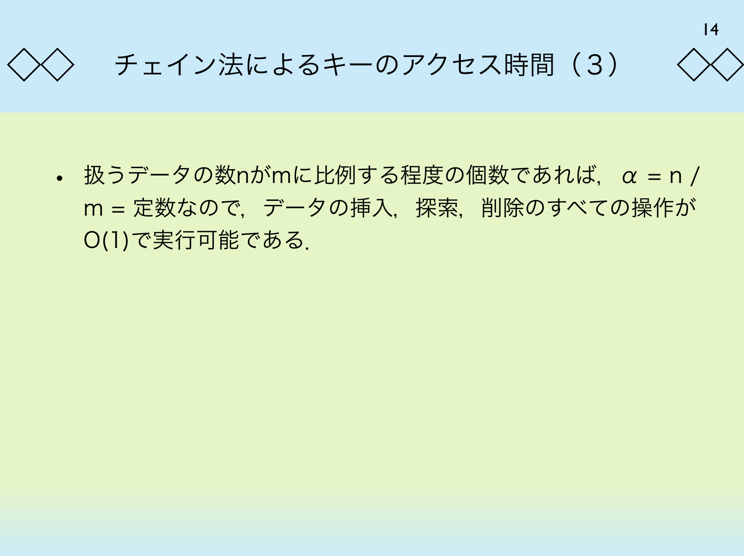# ◇◇ チェイン法によるキーのアクセス時間（3） ◇◇

- 扱うデータの数nがmに比例する程度の個数であれば，$\alpha = n / m =$ 定数なので，データの挿入，探索，削除のすべての操作が$O(1)$で実行可能である.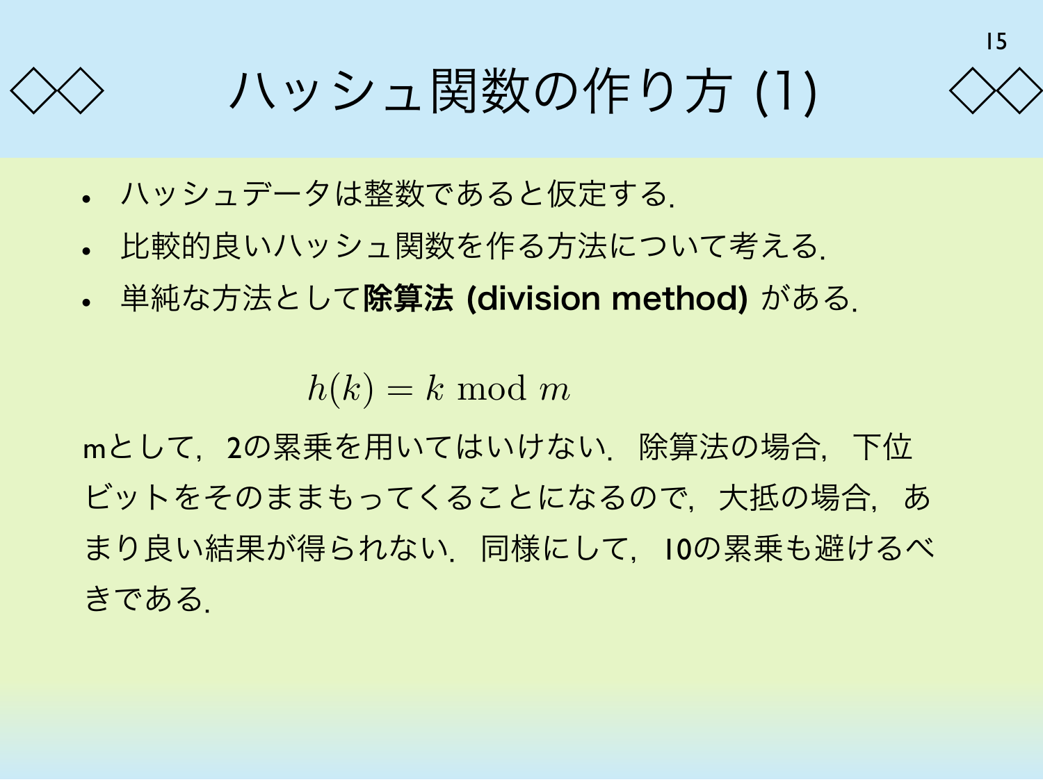# ハッシュ関数の作り方 (1)

- ハッシュデータは整数であると仮定する.
- 比較的良いハッシュ関数を作る方法について考える.
- 単純な方法として**除算法 (division method)** がある.

$$h(k) = k \bmod m$$

mとして，2の累乗を用いてはいけない．除算法の場合，下位ビットをそのままもってくることになるので，大抵の場合，あまり良い結果が得られない．同様にして，10の累乗も避けるべきである.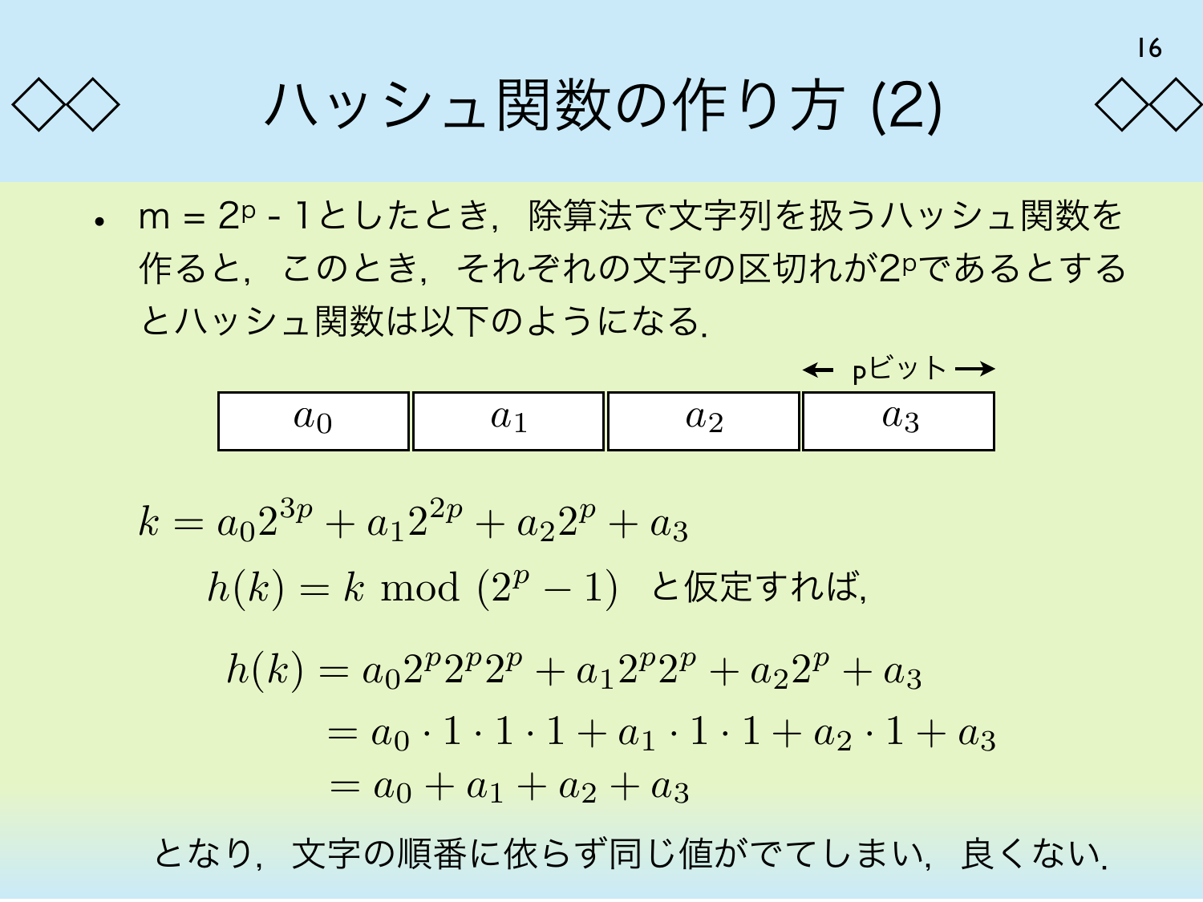# ハッシュ関数の作り方 (2)

- m = $2^p$ - 1としたとき，除算法で文字列を扱うハッシュ関数を作ると，このとき，それぞれの文字の区切れが$2^p$であるとするとハッシュ関数は以下のようになる.

← pビット →

| $a_0$ | $a_1$ | $a_2$ | $a_3$ |
|---|---|---|---|

$$k = a_0 2^{3p} + a_1 2^{2p} + a_2 2^p + a_3$$

$$h(k) = k \bmod (2^p - 1)$$ と仮定すれば,

$$
\begin{aligned}
h(k) &= a_0 2^p 2^p 2^p + a_1 2^p 2^p + a_2 2^p + a_3 \\
&= a_0 \cdot 1 \cdot 1 \cdot 1 + a_1 \cdot 1 \cdot 1 + a_2 \cdot 1 + a_3 \\
&= a_0 + a_1 + a_2 + a_3
\end{aligned}
$$

となり，文字の順番に依らず同じ値がでてしまい，良くない.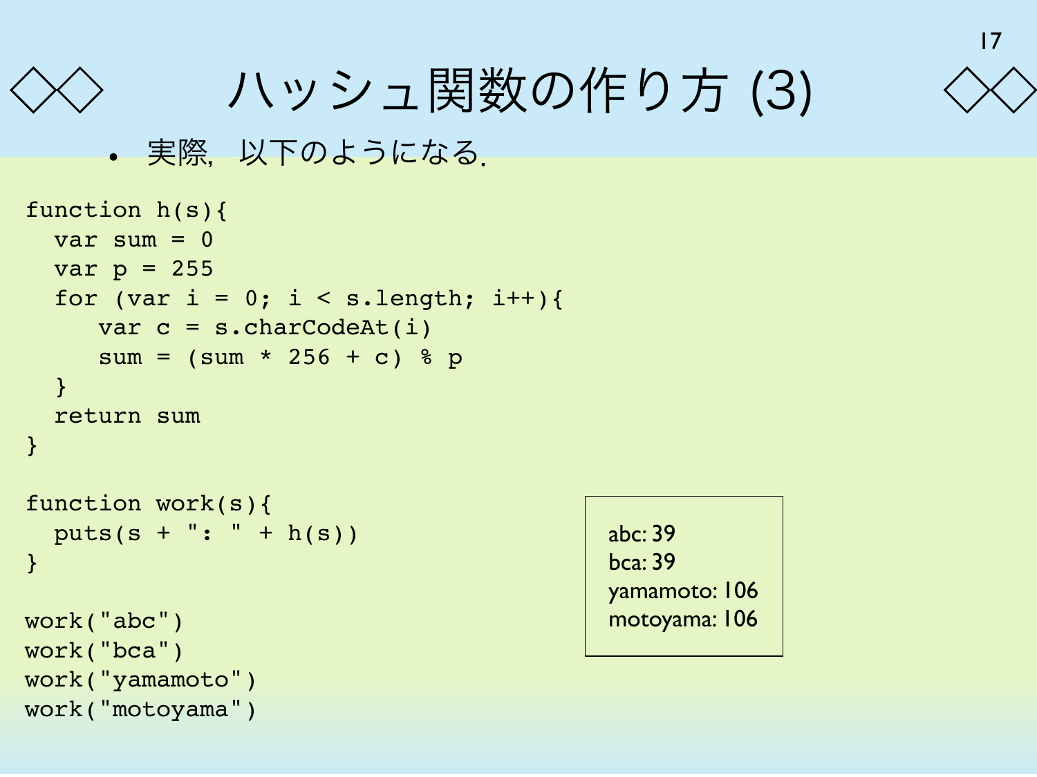# ハッシュ関数の作り方 (3)

- 実際，以下のようになる．

```
function h(s){
  var sum = 0
  var p = 255
  for (var i = 0; i < s.length; i++){
     var c = s.charCodeAt(i)
     sum = (sum * 256 + c) % p
  }
  return sum
}

function work(s){
  puts(s + ": " + h(s))
}

work("abc")
work("bca")
work("yamamoto")
work("motoyama")
```

```
abc: 39
bca: 39
yamamoto: 106
motoyama: 106
```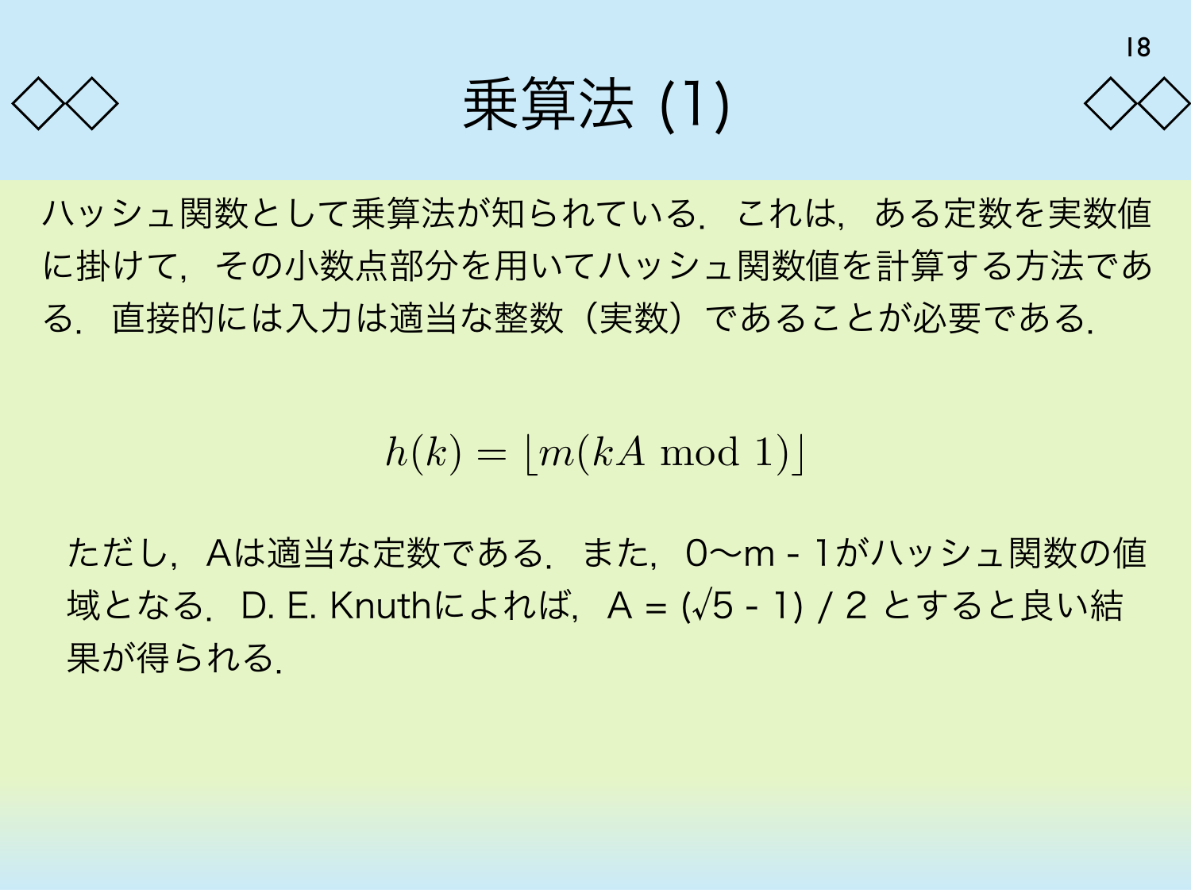# 乗算法 (1)

ハッシュ関数として乗算法が知られている．これは，ある定数を実数値に掛けて，その小数点部分を用いてハッシュ関数値を計算する方法である．直接的には入力は適当な整数（実数）であることが必要である．

$$h(k) = \lfloor m(kA \bmod 1) \rfloor$$

ただし，Aは適当な定数である．また，0〜m - 1がハッシュ関数の値域となる．D. E. Knuthによれば，$A = (\sqrt{5} - 1) / 2$ とすると良い結果が得られる．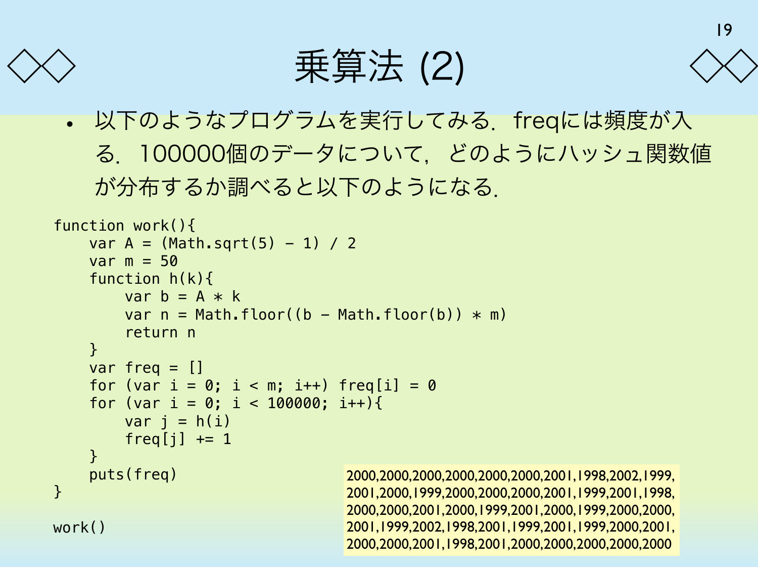# 乗算法 (2)

- 以下のようなプログラムを実行してみる．freqには頻度が入る．100000個のデータについて，どのようにハッシュ関数値が分布するか調べると以下のようになる．

```
function work(){
    var A = (Math.sqrt(5) - 1) / 2
    var m = 50
    function h(k){
        var b = A * k
        var n = Math.floor((b - Math.floor(b)) * m)
        return n
    }
    var freq = []
    for (var i = 0; i < m; i++) freq[i] = 0
    for (var i = 0; i < 100000; i++){
        var j = h(i)
        freq[j] += 1
    }
    puts(freq)
}

work()
```

```
2000,2000,2000,2000,2000,2000,2001,1998,2002,1999,
2001,2000,1999,2000,2000,2000,2001,1999,2001,1998,
2000,2000,2001,2000,1999,2001,2000,1999,2000,2000,
2001,1999,2002,1998,2001,1999,2001,1999,2000,2001,
2000,2000,2001,1998,2001,2000,2000,2000,2000,2000
```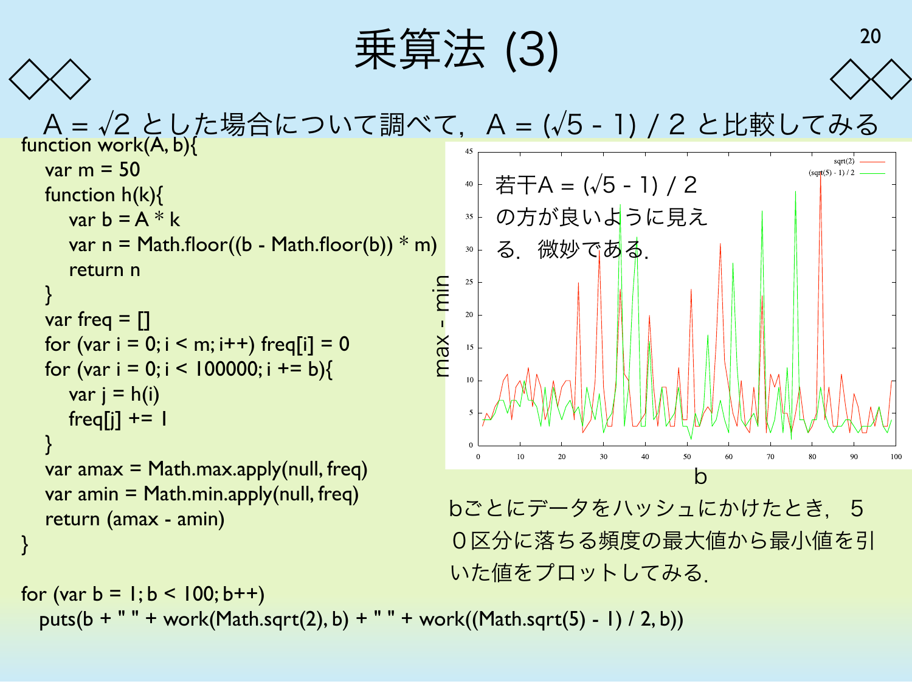# 乗算法 (3)

A = √2 とした場合について調べて，A = (√5 - 1) / 2 と比較してみる

```
function work(A, b){
    var m = 50
    function h(k){
        var b = A * k
        var n = Math.floor((b - Math.floor(b)) * m)
        return n
    }
    var freq = []
    for (var i = 0; i < m; i++) freq[i] = 0
    for (var i = 0; i < 100000; i += b){
        var j = h(i)
        freq[j] += 1
    }
    var amax = Math.max.apply(null, freq)
    var amin = Math.min.apply(null, freq)
    return (amax - amin)
}

for (var b = 1; b < 100; b++)
  puts(b + " " + work(Math.sqrt(2), b) + " " + work((Math.sqrt(5) - 1) / 2, b))
```

max - min

b

0
5
10
15
20
25
30
35
40
45

0
10
20
30
40
50
60
70
80
90
100

sqrt(2)

(sqrt(5) - 1) / 2

若干A = (√5 - 1) / 2 の方が良いように見える．微妙である．

bごとにデータをハッシュにかけたとき，５０区分に落ちる頻度の最大値から最小値を引いた値をプロットしてみる．